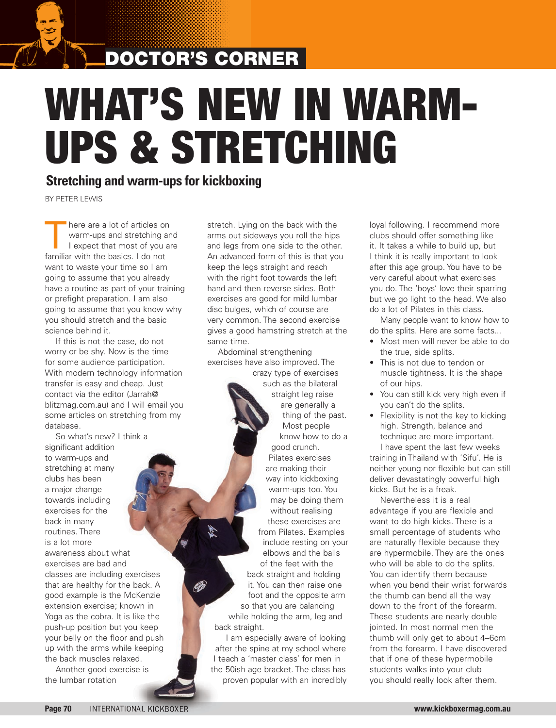DOCTOR'S CORNER

# WHAT'S NEW IN WARM-UPS & STRETCHING

## Stretching and warm-ups for kickboxing

BY PETER LEWIS

There are a lot of articles on warm-ups and stretching and I expect that most of you are familiar with the basics. I do not want to waste your time so I am going to assume that you already have a routine as part of your training or prefight preparation. I am also going to assume that you know why you should stretch and the basic science behind it.

If this is not the case, do not worry or be shy. Now is the time for some audience participation. With modern technology information transfer is easy and cheap. Just contact via the editor (Jarrah@blitzmag.com.au) and I will email you some articles on stretching from my database.

So what's new? I think a significant addition to warm-ups and stretching at many clubs has been a major change towards including exercises for the back in many routines. There is a lot more awareness about what exercises are bad and classes are including exercises that are healthy for the back. A good example is the McKenzie extension exercise; known in Yoga as the cobra. It is like the push-up position but you keep your belly on the floor and push up with the arms while keeping the back muscles relaxed.

Another good exercise is the lumbar rotation stretch. Lying on the back with the arms out sideways you roll the hips and legs from one side to the other. An advanced form of this is that you keep the legs straight and reach with the right foot towards the left hand and then reverse sides. Both exercises are good for mild lumbar disc bulges, which of course are very common. The second exercise gives a good hamstring stretch at the same time.

Abdominal strengthening exercises have also improved. The crazy type of exercises such as the bilateral straight leg raise are generally a thing of the past. Most people know how to do a good crunch. Pilates exercises are making their way into kickboxing warm-ups too. You may be doing them without realising these exercises are from Pilates. Examples include resting on your elbows and the balls of the feet with the back straight and holding it. You can then raise one foot and the opposite arm so that you are balancing while holding the arm, leg and back straight.

I am especially aware of looking after the spine at my school where I teach a 'master class' for men in the 50ish age bracket. The class has proven popular with an incredibly loyal following. I recommend more clubs should offer something like it. It takes a while to build up, but I think it is really important to look after this age group. You have to be very careful about what exercises you do. The 'boys' love their sparring but we go light to the head. We also do a lot of Pilates in this class.

Many people want to know how to do the splits. Here are some facts...

- Most men will never be able to do the true, side splits.
- This is not due to tendon or muscle tightness. It is the shape of our hips.
- You can still kick very high even if you can't do the splits.
- Flexibility is not the key to kicking high. Strength, balance and technique are more important.

I have spent the last few weeks training in Thailand with 'Sifu'. He is neither young nor flexible but can still deliver devastatingly powerful high kicks. But he is a freak.

Nevertheless it is a real advantage if you are flexible and want to do high kicks. There is a small percentage of students who are naturally flexible because they are hypermobile. They are the ones who will be able to do the splits. You can identify them because when you bend their wrist forwards the thumb can bend all the way down to the front of the forearm. These students are nearly double jointed. In most normal men the thumb will only get to about 4–6cm from the forearm. I have discovered that if one of these hypermobile students walks into your club you should really look after them.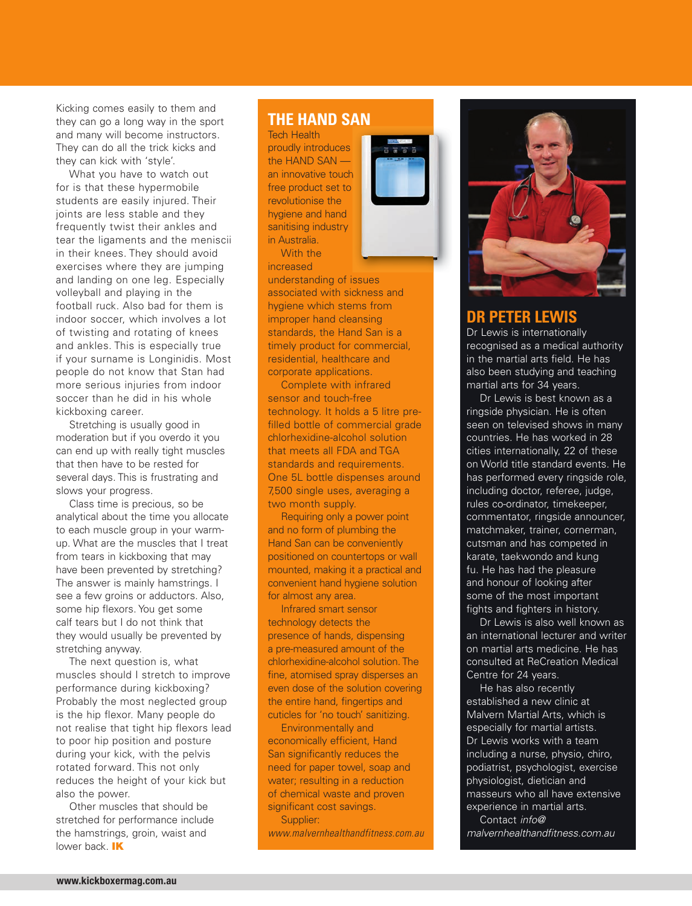Kicking comes easily to them and they can go a long way in the sport and many will become instructors. They can do all the trick kicks and they can kick with 'style'.

What you have to watch out for is that these hypermobile students are easily injured. Their joints are less stable and they frequently twist their ankles and tear the ligaments and the meniscii in their knees. They should avoid exercises where they are jumping and landing on one leg. Especially volleyball and playing in the football ruck. Also bad for them is indoor soccer, which involves a lot of twisting and rotating of knees and ankles. This is especially true if your surname is Longinidis. Most people do not know that Stan had more serious injuries from indoor soccer than he did in his whole kickboxing career.

Stretching is usually good in moderation but if you overdo it you can end up with really tight muscles that then have to be rested for several days. This is frustrating and slows your progress.

Class time is precious, so be analytical about the time you allocate to each muscle group in your warm-up. What are the muscles that I treat from tears in kickboxing that may have been prevented by stretching? The answer is mainly hamstrings. I see a few groins or adductors. Also, some hip flexors. You get some calf tears but I do not think that they would usually be prevented by stretching anyway.

The next question is, what muscles should I stretch to improve performance during kickboxing? Probably the most neglected group is the hip flexor. Many people do not realise that tight hip flexors lead to poor hip position and posture during your kick, with the pelvis rotated forward. This not only reduces the height of your kick but also the power.

Other muscles that should be stretched for performance include the hamstrings, groin, waist and lower back. **IK**

## THE HAND SAN

Tech Health proudly introduces the HAND SAN — an innovative touch free product set to revolutionise the hygiene and hand sanitising industry in Australia.

With the increased understanding of issues associated with sickness and hygiene which stems from improper hand cleansing standards, the Hand San is a timely product for commercial, residential, healthcare and corporate applications.

Complete with infrared sensor and touch-free technology. It holds a 5 litre pre-filled bottle of commercial grade chlorhexidine-alcohol solution that meets all FDA and TGA standards and requirements. One 5L bottle dispenses around 7,500 single uses, averaging a two month supply.

Requiring only a power point and no form of plumbing the Hand San can be conveniently positioned on countertops or wall mounted, making it a practical and convenient hand hygiene solution for almost any area.

Infrared smart sensor technology detects the presence of hands, dispensing a pre-measured amount of the chlorhexidine-alcohol solution. The fine, atomised spray disperses an even dose of the solution covering the entire hand, fingertips and cuticles for 'no touch' sanitizing.

Environmentally and economically efficient, Hand San significantly reduces the need for paper towel, soap and water; resulting in a reduction of chemical waste and proven significant cost savings.

Supplier:
*www.malvernhealthandfitness.com.au*

## DR PETER LEWIS

Dr Lewis is internationally recognised as a medical authority in the martial arts field. He has also been studying and teaching martial arts for 34 years.

Dr Lewis is best known as a ringside physician. He is often seen on televised shows in many countries. He has worked in 28 cities internationally, 22 of these on World title standard events. He has performed every ringside role, including doctor, referee, judge, rules co-ordinator, timekeeper, commentator, ringside announcer, matchmaker, trainer, cornerman, cutsman and has competed in karate, taekwondo and kung fu. He has had the pleasure and honour of looking after some of the most important fights and fighters in history.

Dr Lewis is also well known as an international lecturer and writer on martial arts medicine. He has consulted at ReCreation Medical Centre for 24 years.

He has also recently established a new clinic at Malvern Martial Arts, which is especially for martial artists. Dr Lewis works with a team including a nurse, physio, chiro, podiatrist, psychologist, exercise physiologist, dietician and masseurs who all have extensive experience in martial arts.

Contact *info@malvernhealthandfitness.com.au*